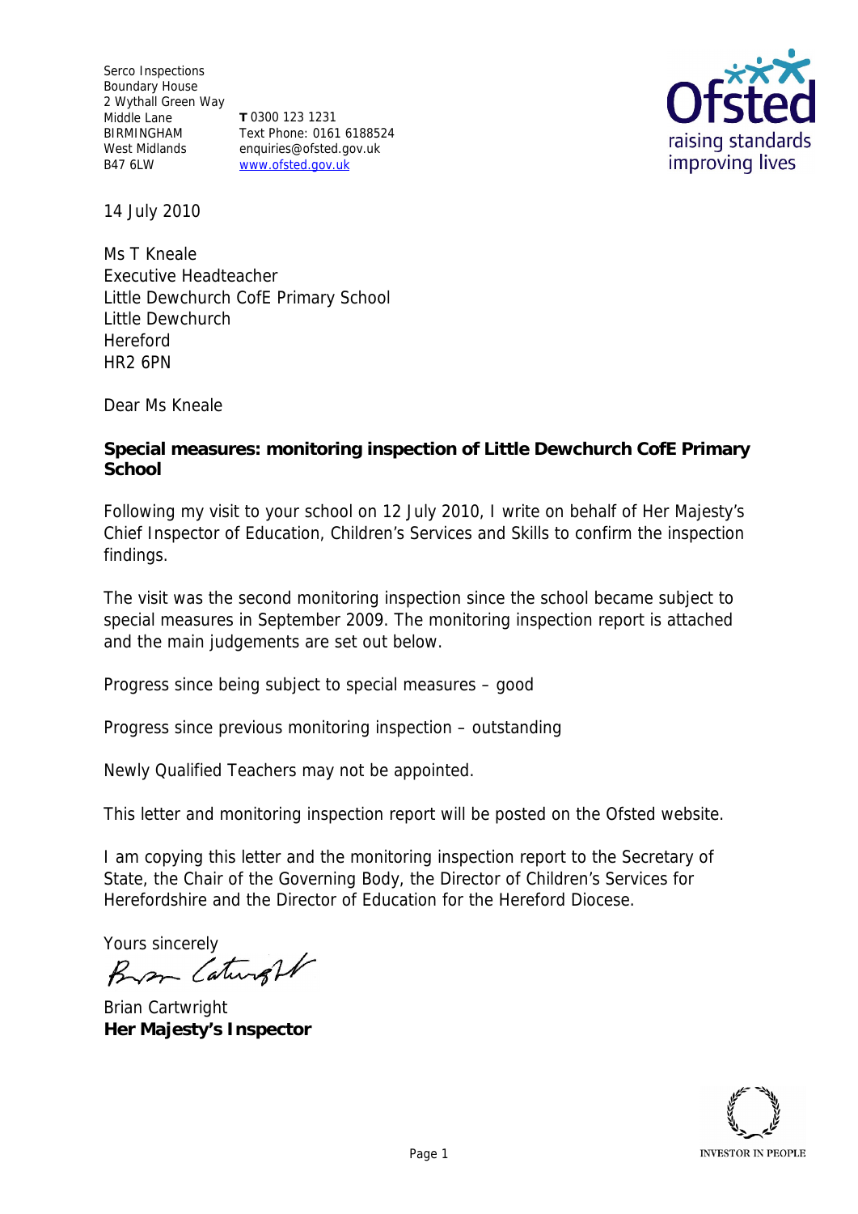Serco Inspections
Boundary House
2 Wythall Green Way
Middle Lane
BIRMINGHAM
West Midlands
B47 6LW

**T** 0300 123 1231
Text Phone: 0161 6188524
enquiries@ofsted.gov.uk
www.ofsted.gov.uk

14 July 2010

Ms T Kneale
Executive Headteacher
Little Dewchurch CofE Primary School
Little Dewchurch
Hereford
HR2 6PN

Dear Ms Kneale

**Special measures: monitoring inspection of Little Dewchurch CofE Primary School**

Following my visit to your school on 12 July 2010, I write on behalf of Her Majesty's Chief Inspector of Education, Children's Services and Skills to confirm the inspection findings.

The visit was the second monitoring inspection since the school became subject to special measures in September 2009. The monitoring inspection report is attached and the main judgements are set out below.

Progress since being subject to special measures – good

Progress since previous monitoring inspection – outstanding

Newly Qualified Teachers may not be appointed.

This letter and monitoring inspection report will be posted on the Ofsted website.

I am copying this letter and the monitoring inspection report to the Secretary of State, the Chair of the Governing Body, the Director of Children's Services for Herefordshire and the Director of Education for the Hereford Diocese.

Yours sincerely

Brian Cartwright
**Her Majesty's Inspector**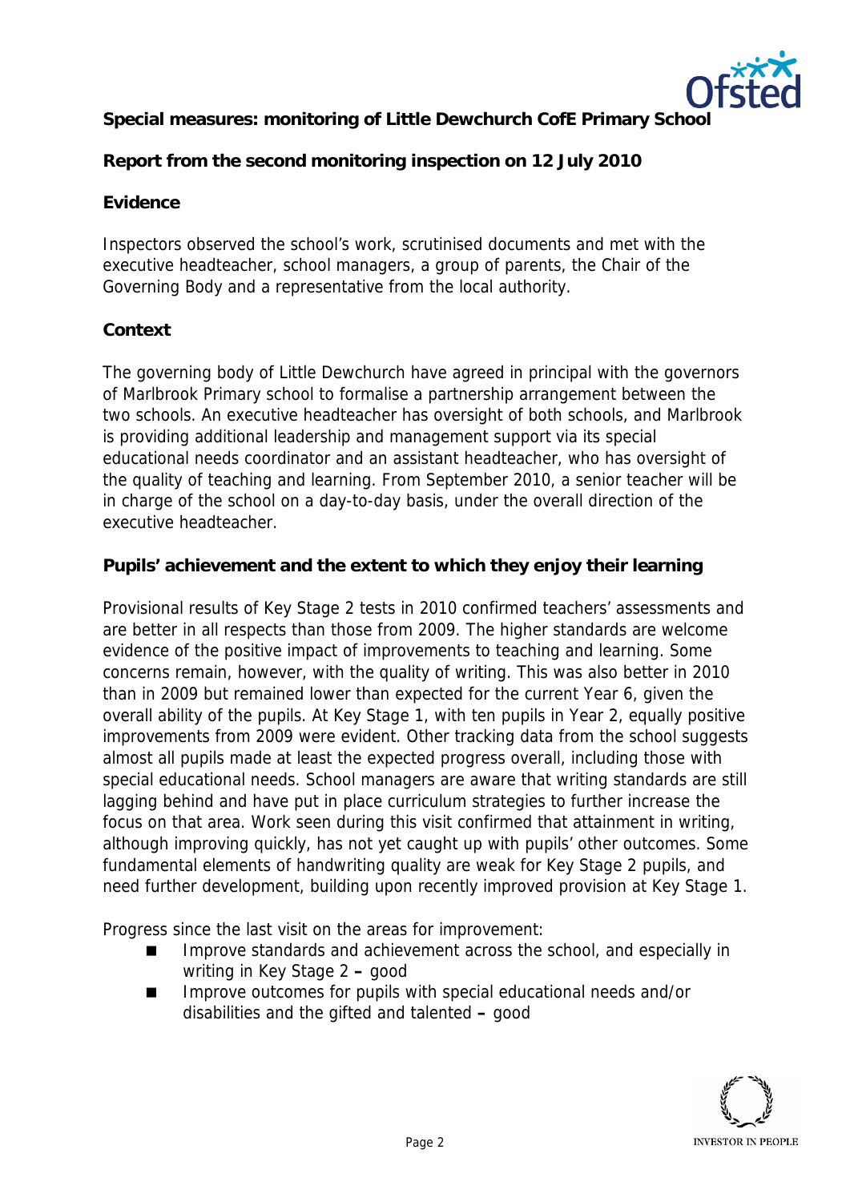**Special measures: monitoring of Little Dewchurch CofE Primary School**

**Report from the second monitoring inspection on 12 July 2010**

**Evidence**

Inspectors observed the school's work, scrutinised documents and met with the executive headteacher, school managers, a group of parents, the Chair of the Governing Body and a representative from the local authority.

**Context**

The governing body of Little Dewchurch have agreed in principal with the governors of Marlbrook Primary school to formalise a partnership arrangement between the two schools. An executive headteacher has oversight of both schools, and Marlbrook is providing additional leadership and management support via its special educational needs coordinator and an assistant headteacher, who has oversight of the quality of teaching and learning. From September 2010, a senior teacher will be in charge of the school on a day-to-day basis, under the overall direction of the executive headteacher.

**Pupils' achievement and the extent to which they enjoy their learning**

Provisional results of Key Stage 2 tests in 2010 confirmed teachers' assessments and are better in all respects than those from 2009. The higher standards are welcome evidence of the positive impact of improvements to teaching and learning. Some concerns remain, however, with the quality of writing. This was also better in 2010 than in 2009 but remained lower than expected for the current Year 6, given the overall ability of the pupils. At Key Stage 1, with ten pupils in Year 2, equally positive improvements from 2009 were evident. Other tracking data from the school suggests almost all pupils made at least the expected progress overall, including those with special educational needs. School managers are aware that writing standards are still lagging behind and have put in place curriculum strategies to further increase the focus on that area. Work seen during this visit confirmed that attainment in writing, although improving quickly, has not yet caught up with pupils' other outcomes. Some fundamental elements of handwriting quality are weak for Key Stage 2 pupils, and need further development, building upon recently improved provision at Key Stage 1.

Progress since the last visit on the areas for improvement:

- Improve standards and achievement across the school, and especially in writing in Key Stage 2 **–** good
- Improve outcomes for pupils with special educational needs and/or disabilities and the gifted and talented **–** good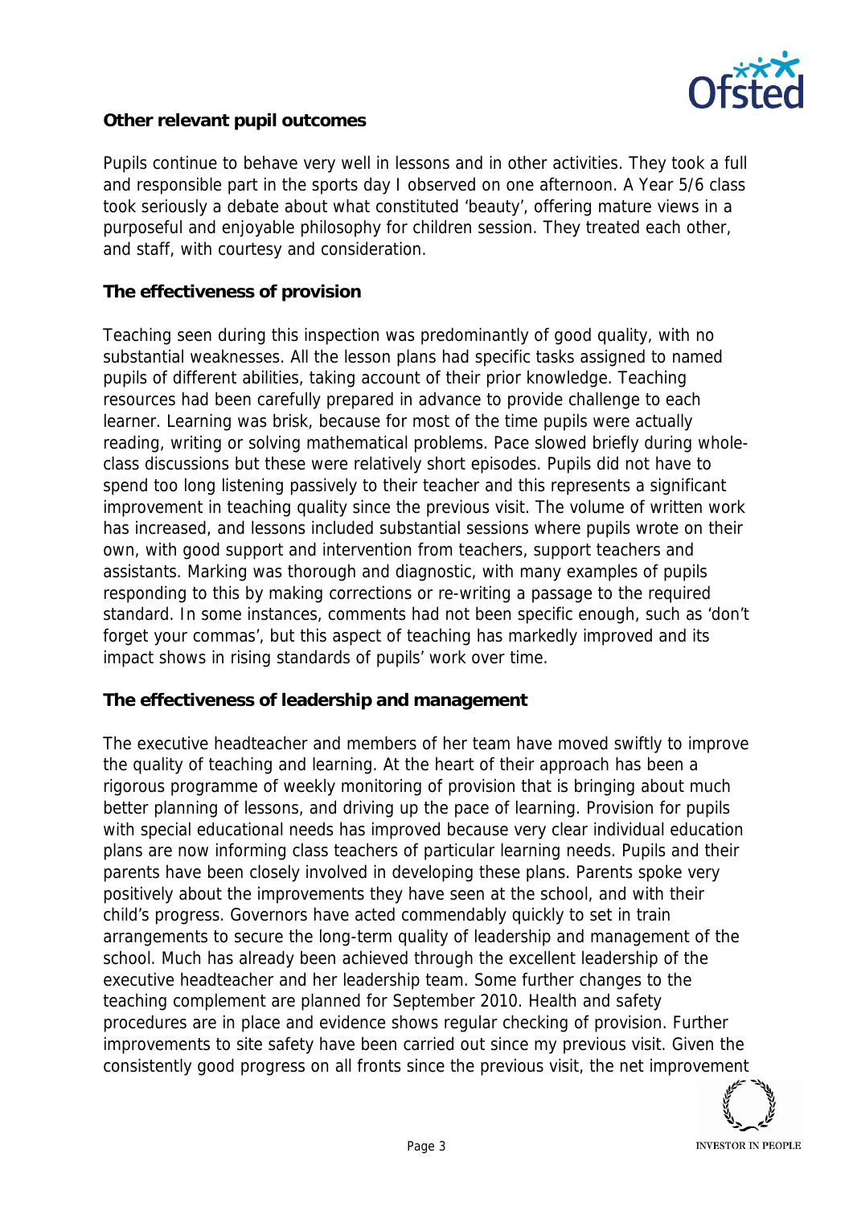**Other relevant pupil outcomes**

Pupils continue to behave very well in lessons and in other activities. They took a full and responsible part in the sports day I observed on one afternoon. A Year 5/6 class took seriously a debate about what constituted 'beauty', offering mature views in a purposeful and enjoyable philosophy for children session. They treated each other, and staff, with courtesy and consideration.

**The effectiveness of provision**

Teaching seen during this inspection was predominantly of good quality, with no substantial weaknesses. All the lesson plans had specific tasks assigned to named pupils of different abilities, taking account of their prior knowledge. Teaching resources had been carefully prepared in advance to provide challenge to each learner. Learning was brisk, because for most of the time pupils were actually reading, writing or solving mathematical problems. Pace slowed briefly during whole-class discussions but these were relatively short episodes. Pupils did not have to spend too long listening passively to their teacher and this represents a significant improvement in teaching quality since the previous visit. The volume of written work has increased, and lessons included substantial sessions where pupils wrote on their own, with good support and intervention from teachers, support teachers and assistants. Marking was thorough and diagnostic, with many examples of pupils responding to this by making corrections or re-writing a passage to the required standard. In some instances, comments had not been specific enough, such as 'don't forget your commas', but this aspect of teaching has markedly improved and its impact shows in rising standards of pupils' work over time.

**The effectiveness of leadership and management**

The executive headteacher and members of her team have moved swiftly to improve the quality of teaching and learning. At the heart of their approach has been a rigorous programme of weekly monitoring of provision that is bringing about much better planning of lessons, and driving up the pace of learning. Provision for pupils with special educational needs has improved because very clear individual education plans are now informing class teachers of particular learning needs. Pupils and their parents have been closely involved in developing these plans. Parents spoke very positively about the improvements they have seen at the school, and with their child's progress. Governors have acted commendably quickly to set in train arrangements to secure the long-term quality of leadership and management of the school. Much has already been achieved through the excellent leadership of the executive headteacher and her leadership team. Some further changes to the teaching complement are planned for September 2010. Health and safety procedures are in place and evidence shows regular checking of provision. Further improvements to site safety have been carried out since my previous visit. Given the consistently good progress on all fronts since the previous visit, the net improvement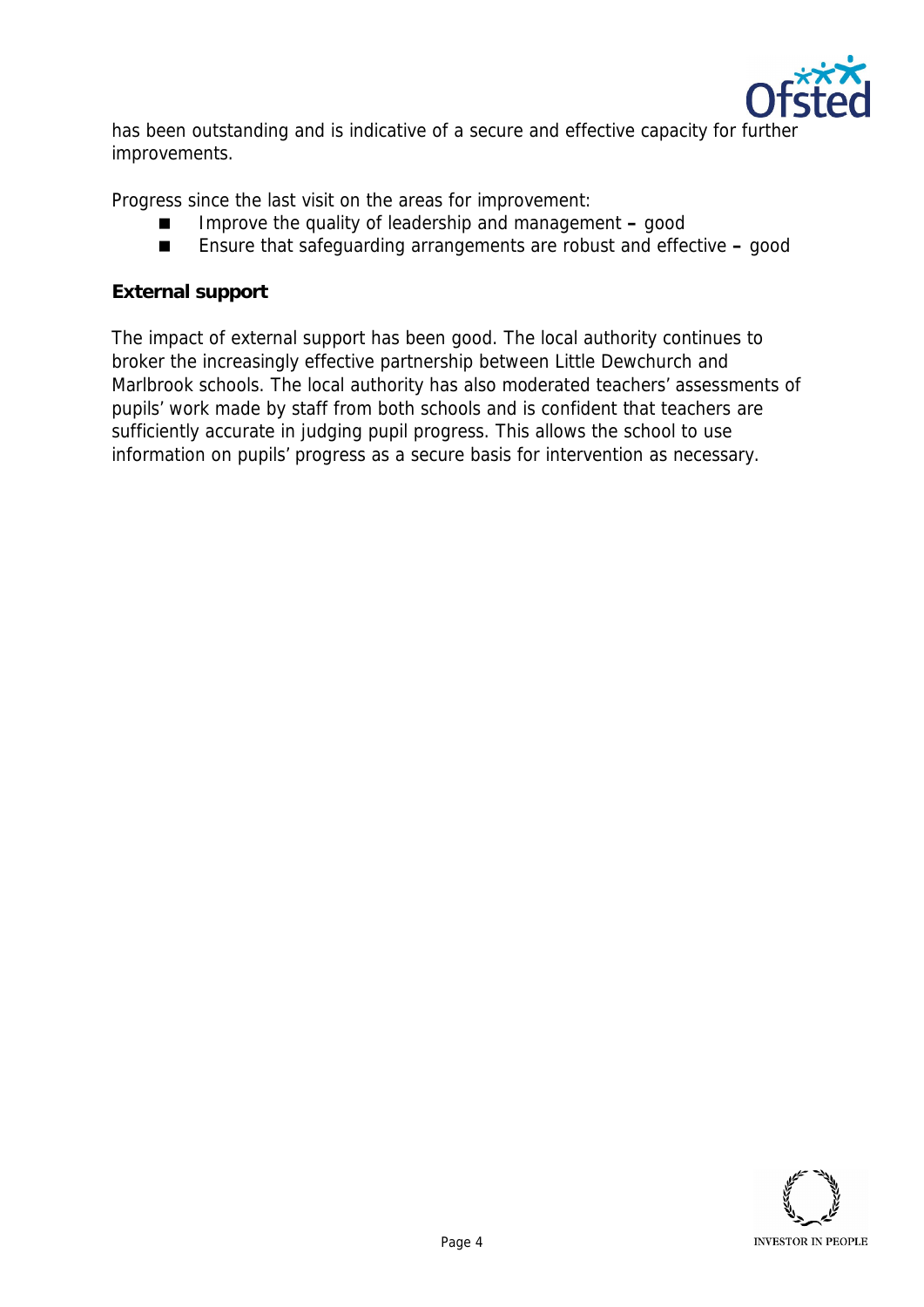has been outstanding and is indicative of a secure and effective capacity for further improvements.

Progress since the last visit on the areas for improvement:

- Improve the quality of leadership and management – good
- Ensure that safeguarding arrangements are robust and effective – good

**External support**

The impact of external support has been good. The local authority continues to broker the increasingly effective partnership between Little Dewchurch and Marlbrook schools. The local authority has also moderated teachers' assessments of pupils' work made by staff from both schools and is confident that teachers are sufficiently accurate in judging pupil progress. This allows the school to use information on pupils' progress as a secure basis for intervention as necessary.